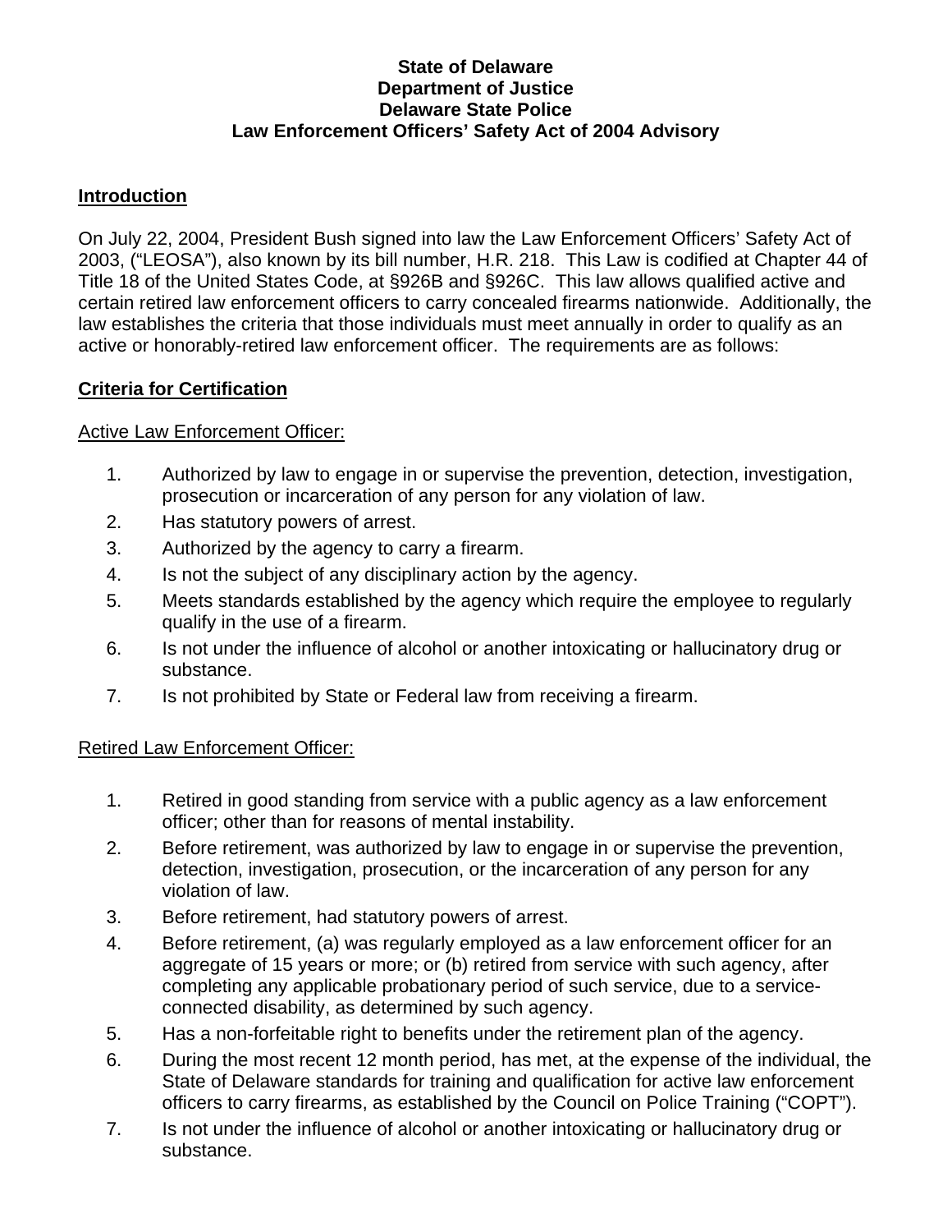**State of Delaware**
**Department of Justice**
**Delaware State Police**
**Law Enforcement Officers' Safety Act of 2004 Advisory**

## Introduction

On July 22, 2004, President Bush signed into law the Law Enforcement Officers' Safety Act of 2003, ("LEOSA"), also known by its bill number, H.R. 218. This Law is codified at Chapter 44 of Title 18 of the United States Code, at §926B and §926C. This law allows qualified active and certain retired law enforcement officers to carry concealed firearms nationwide. Additionally, the law establishes the criteria that those individuals must meet annually in order to qualify as an active or honorably-retired law enforcement officer. The requirements are as follows:

## Criteria for Certification

### Active Law Enforcement Officer:

1. Authorized by law to engage in or supervise the prevention, detection, investigation, prosecution or incarceration of any person for any violation of law.
2. Has statutory powers of arrest.
3. Authorized by the agency to carry a firearm.
4. Is not the subject of any disciplinary action by the agency.
5. Meets standards established by the agency which require the employee to regularly qualify in the use of a firearm.
6. Is not under the influence of alcohol or another intoxicating or hallucinatory drug or substance.
7. Is not prohibited by State or Federal law from receiving a firearm.

### Retired Law Enforcement Officer:

1. Retired in good standing from service with a public agency as a law enforcement officer; other than for reasons of mental instability.
2. Before retirement, was authorized by law to engage in or supervise the prevention, detection, investigation, prosecution, or the incarceration of any person for any violation of law.
3. Before retirement, had statutory powers of arrest.
4. Before retirement, (a) was regularly employed as a law enforcement officer for an aggregate of 15 years or more; or (b) retired from service with such agency, after completing any applicable probationary period of such service, due to a service-connected disability, as determined by such agency.
5. Has a non-forfeitable right to benefits under the retirement plan of the agency.
6. During the most recent 12 month period, has met, at the expense of the individual, the State of Delaware standards for training and qualification for active law enforcement officers to carry firearms, as established by the Council on Police Training ("COPT").
7. Is not under the influence of alcohol or another intoxicating or hallucinatory drug or substance.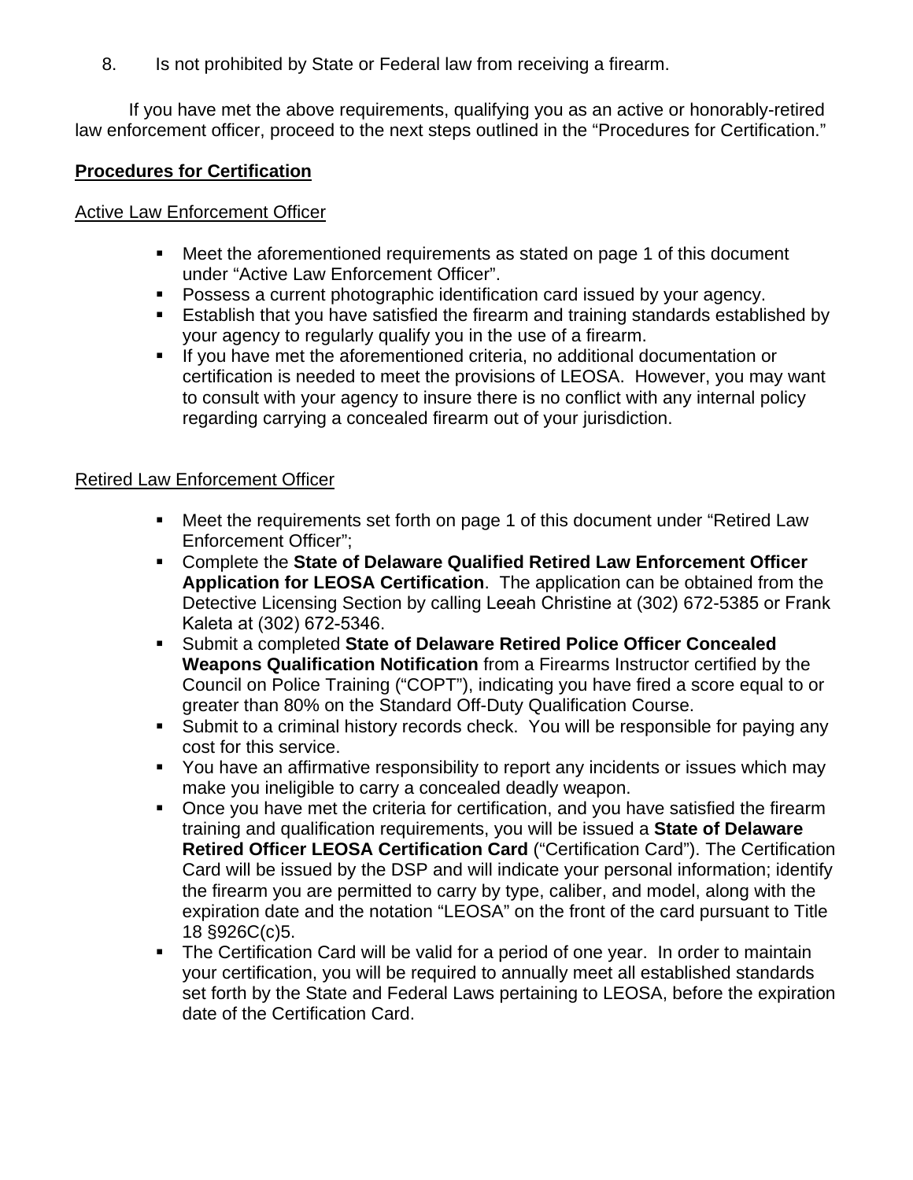8. Is not prohibited by State or Federal law from receiving a firearm.

If you have met the above requirements, qualifying you as an active or honorably-retired law enforcement officer, proceed to the next steps outlined in the "Procedures for Certification."

## **Procedures for Certification**

### Active Law Enforcement Officer

- Meet the aforementioned requirements as stated on page 1 of this document under "Active Law Enforcement Officer".
- Possess a current photographic identification card issued by your agency.
- Establish that you have satisfied the firearm and training standards established by your agency to regularly qualify you in the use of a firearm.
- If you have met the aforementioned criteria, no additional documentation or certification is needed to meet the provisions of LEOSA. However, you may want to consult with your agency to insure there is no conflict with any internal policy regarding carrying a concealed firearm out of your jurisdiction.

### Retired Law Enforcement Officer

- Meet the requirements set forth on page 1 of this document under "Retired Law Enforcement Officer";
- Complete the **State of Delaware Qualified Retired Law Enforcement Officer Application for LEOSA Certification**. The application can be obtained from the Detective Licensing Section by calling Leeah Christine at (302) 672-5385 or Frank Kaleta at (302) 672-5346.
- Submit a completed **State of Delaware Retired Police Officer Concealed Weapons Qualification Notification** from a Firearms Instructor certified by the Council on Police Training ("COPT"), indicating you have fired a score equal to or greater than 80% on the Standard Off-Duty Qualification Course.
- Submit to a criminal history records check. You will be responsible for paying any cost for this service.
- You have an affirmative responsibility to report any incidents or issues which may make you ineligible to carry a concealed deadly weapon.
- Once you have met the criteria for certification, and you have satisfied the firearm training and qualification requirements, you will be issued a **State of Delaware Retired Officer LEOSA Certification Card** ("Certification Card"). The Certification Card will be issued by the DSP and will indicate your personal information; identify the firearm you are permitted to carry by type, caliber, and model, along with the expiration date and the notation "LEOSA" on the front of the card pursuant to Title 18 §926C(c)5.
- The Certification Card will be valid for a period of one year. In order to maintain your certification, you will be required to annually meet all established standards set forth by the State and Federal Laws pertaining to LEOSA, before the expiration date of the Certification Card.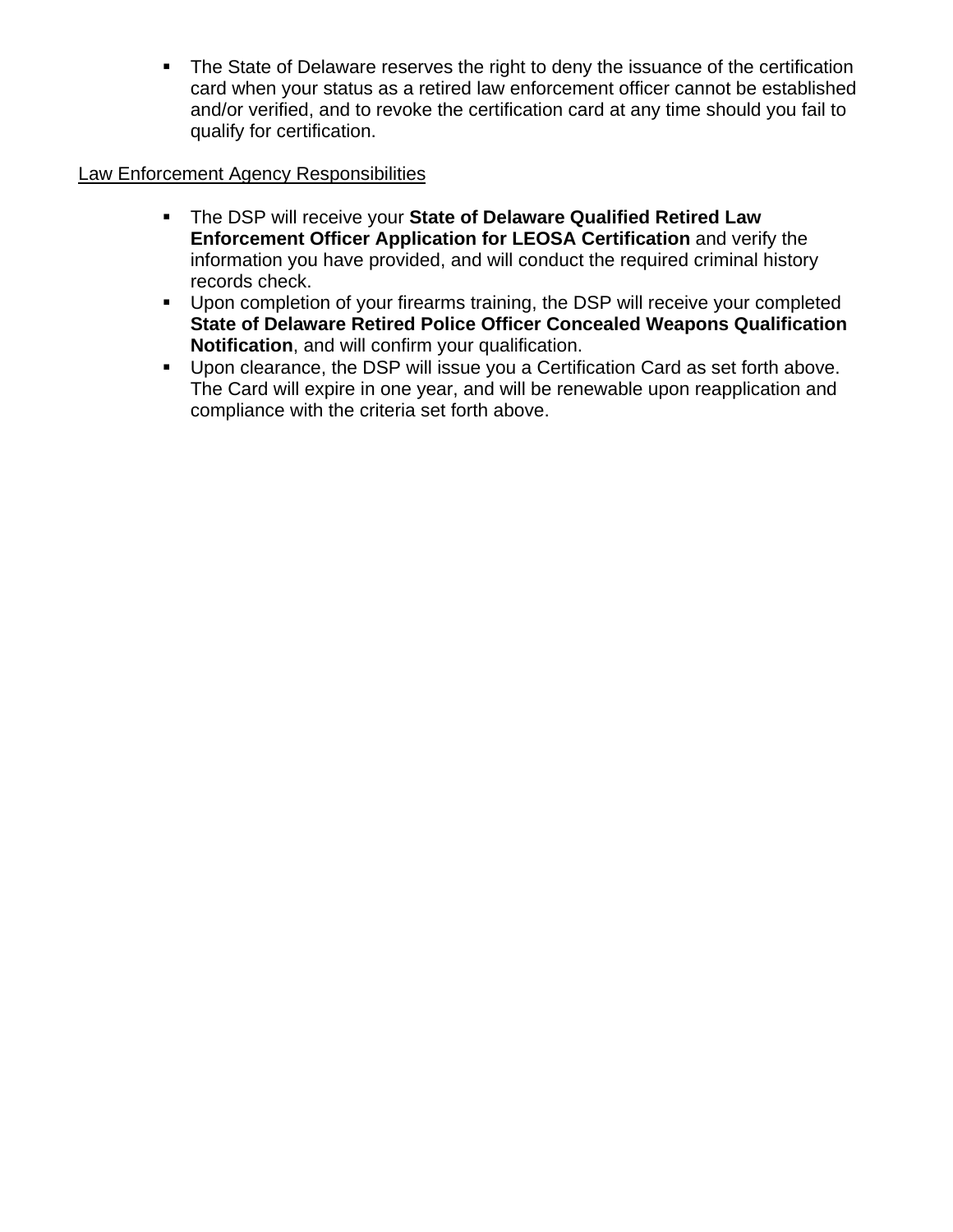- The State of Delaware reserves the right to deny the issuance of the certification card when your status as a retired law enforcement officer cannot be established and/or verified, and to revoke the certification card at any time should you fail to qualify for certification.

Law Enforcement Agency Responsibilities

- The DSP will receive your **State of Delaware Qualified Retired Law Enforcement Officer Application for LEOSA Certification** and verify the information you have provided, and will conduct the required criminal history records check.
- Upon completion of your firearms training, the DSP will receive your completed **State of Delaware Retired Police Officer Concealed Weapons Qualification Notification**, and will confirm your qualification.
- Upon clearance, the DSP will issue you a Certification Card as set forth above. The Card will expire in one year, and will be renewable upon reapplication and compliance with the criteria set forth above.